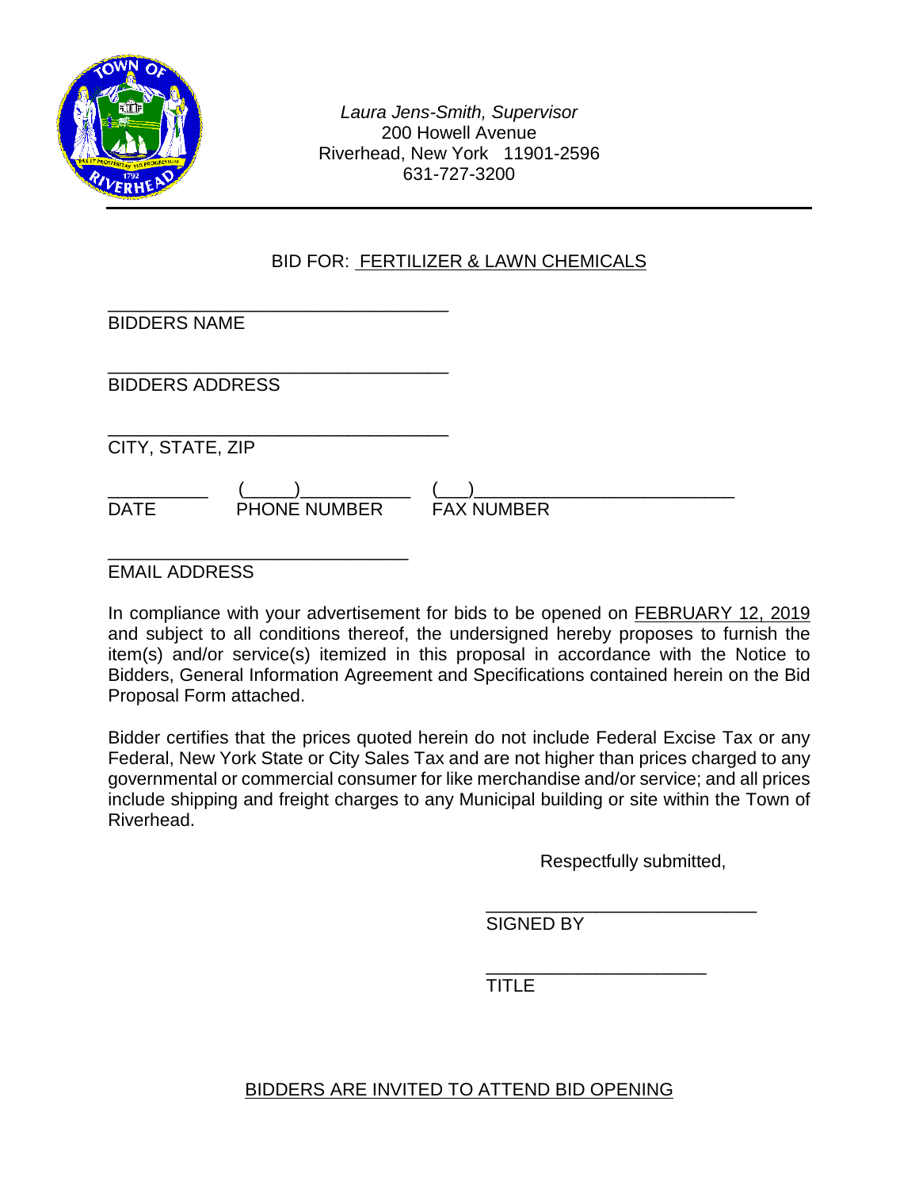*Laura Jens-Smith, Supervisor*
200 Howell Avenue
Riverhead, New York 11901-2596
631-727-3200

---

BID FOR: FERTILIZER & LAWN CHEMICALS

___________________________________
BIDDERS NAME

___________________________________
BIDDERS ADDRESS

___________________________________
CITY, STATE, ZIP

__________ (_____)___________ (___)__________________________
DATE PHONE NUMBER FAX NUMBER

_______________________________
EMAIL ADDRESS

In compliance with your advertisement for bids to be opened on FEBRUARY 12, 2019 and subject to all conditions thereof, the undersigned hereby proposes to furnish the item(s) and/or service(s) itemized in this proposal in accordance with the Notice to Bidders, General Information Agreement and Specifications contained herein on the Bid Proposal Form attached.

Bidder certifies that the prices quoted herein do not include Federal Excise Tax or any Federal, New York State or City Sales Tax and are not higher than prices charged to any governmental or commercial consumer for like merchandise and/or service; and all prices include shipping and freight charges to any Municipal building or site within the Town of Riverhead.

Respectfully submitted,

____________________________
SIGNED BY

_______________________
TITLE

BIDDERS ARE INVITED TO ATTEND BID OPENING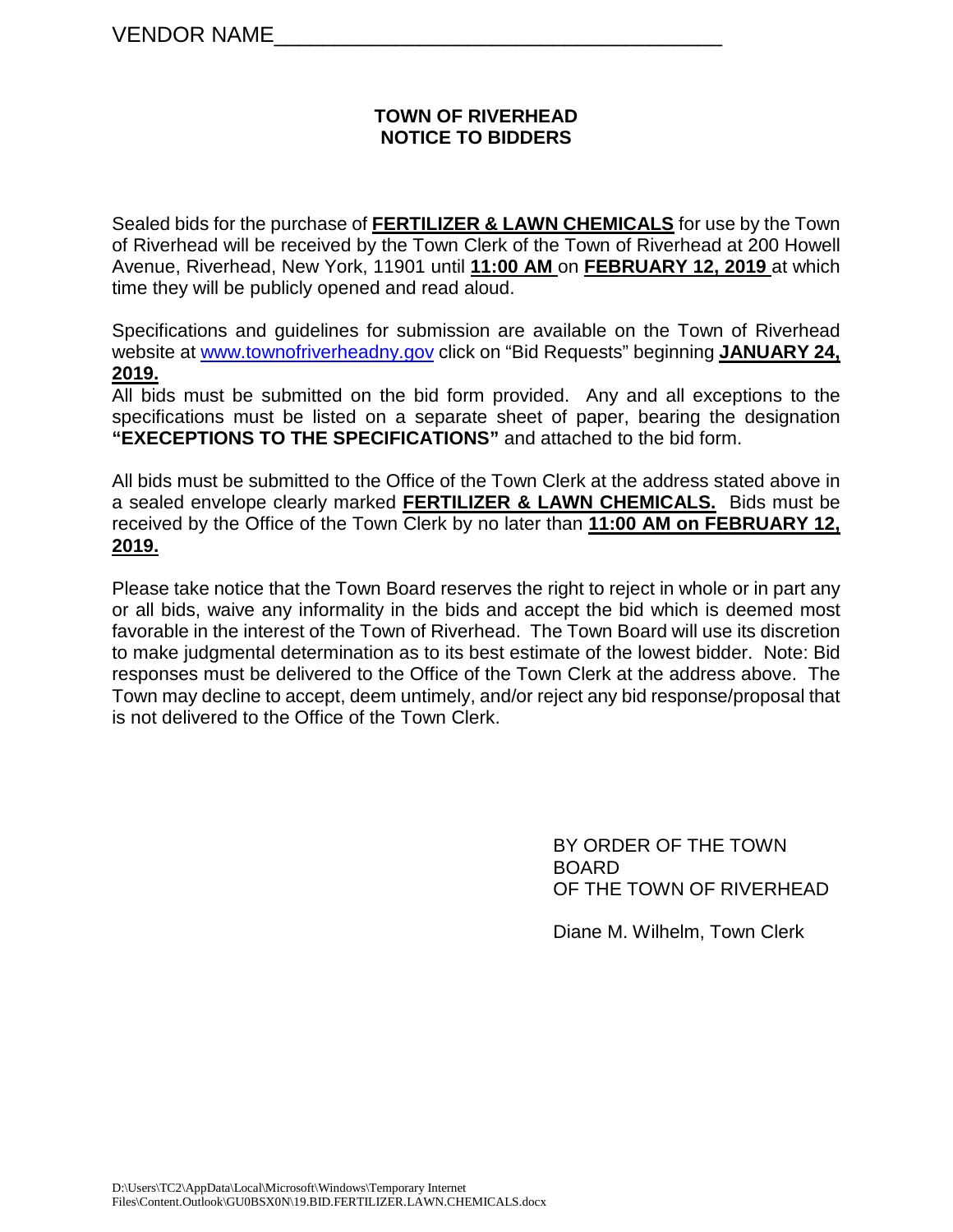VENDOR NAME_________________________________

# TOWN OF RIVERHEAD
# NOTICE TO BIDDERS

Sealed bids for the purchase of **FERTILIZER & LAWN CHEMICALS** for use by the Town of Riverhead will be received by the Town Clerk of the Town of Riverhead at 200 Howell Avenue, Riverhead, New York, 11901 until **11:00 AM** on **FEBRUARY 12, 2019** at which time they will be publicly opened and read aloud.

Specifications and guidelines for submission are available on the Town of Riverhead website at www.townofriverheadny.gov click on "Bid Requests" beginning **JANUARY 24, 2019.**

All bids must be submitted on the bid form provided. Any and all exceptions to the specifications must be listed on a separate sheet of paper, bearing the designation **"EXECEPTIONS TO THE SPECIFICATIONS"** and attached to the bid form.

All bids must be submitted to the Office of the Town Clerk at the address stated above in a sealed envelope clearly marked **FERTILIZER & LAWN CHEMICALS.** Bids must be received by the Office of the Town Clerk by no later than **11:00 AM on FEBRUARY 12, 2019.**

Please take notice that the Town Board reserves the right to reject in whole or in part any or all bids, waive any informality in the bids and accept the bid which is deemed most favorable in the interest of the Town of Riverhead. The Town Board will use its discretion to make judgmental determination as to its best estimate of the lowest bidder. Note: Bid responses must be delivered to the Office of the Town Clerk at the address above. The Town may decline to accept, deem untimely, and/or reject any bid response/proposal that is not delivered to the Office of the Town Clerk.

BY ORDER OF THE TOWN BOARD
OF THE TOWN OF RIVERHEAD

Diane M. Wilhelm, Town Clerk

D:\Users\TC2\AppData\Local\Microsoft\Windows\Temporary Internet Files\Content.Outlook\GU0BSX0N\19.BID.FERTILIZER.LAWN.CHEMICALS.docx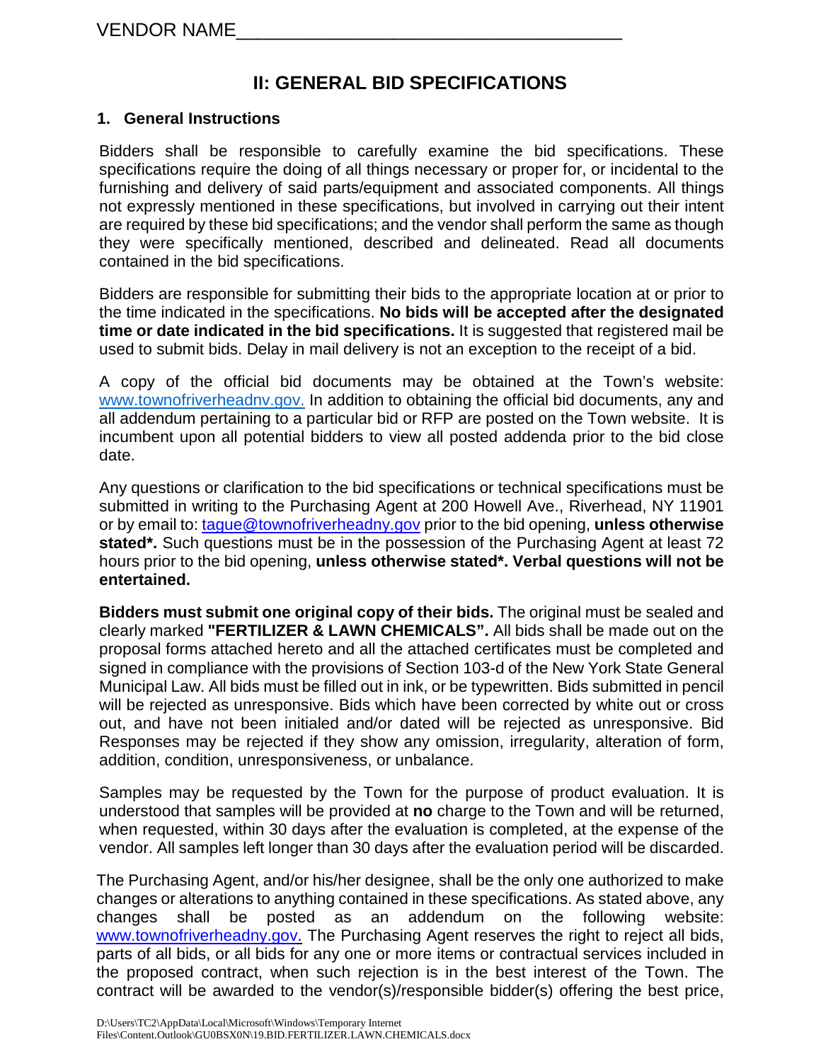VENDOR NAME___________________________________

## II: GENERAL BID SPECIFICATIONS

### 1. General Instructions

Bidders shall be responsible to carefully examine the bid specifications. These specifications require the doing of all things necessary or proper for, or incidental to the furnishing and delivery of said parts/equipment and associated components. All things not expressly mentioned in these specifications, but involved in carrying out their intent are required by these bid specifications; and the vendor shall perform the same as though they were specifically mentioned, described and delineated. Read all documents contained in the bid specifications.

Bidders are responsible for submitting their bids to the appropriate location at or prior to the time indicated in the specifications. **No bids will be accepted after the designated time or date indicated in the bid specifications.** It is suggested that registered mail be used to submit bids. Delay in mail delivery is not an exception to the receipt of a bid.

A copy of the official bid documents may be obtained at the Town's website: www.townofriverheadnv.gov. In addition to obtaining the official bid documents, any and all addendum pertaining to a particular bid or RFP are posted on the Town website. It is incumbent upon all potential bidders to view all posted addenda prior to the bid close date.

Any questions or clarification to the bid specifications or technical specifications must be submitted in writing to the Purchasing Agent at 200 Howell Ave., Riverhead, NY 11901 or by email to: tague@townofriverheadny.gov prior to the bid opening, **unless otherwise stated\*.** Such questions must be in the possession of the Purchasing Agent at least 72 hours prior to the bid opening, **unless otherwise stated\*. Verbal questions will not be entertained.**

**Bidders must submit one original copy of their bids.** The original must be sealed and clearly marked **"FERTILIZER & LAWN CHEMICALS".** All bids shall be made out on the proposal forms attached hereto and all the attached certificates must be completed and signed in compliance with the provisions of Section 103-d of the New York State General Municipal Law. All bids must be filled out in ink, or be typewritten. Bids submitted in pencil will be rejected as unresponsive. Bids which have been corrected by white out or cross out, and have not been initialed and/or dated will be rejected as unresponsive. Bid Responses may be rejected if they show any omission, irregularity, alteration of form, addition, condition, unresponsiveness, or unbalance.

Samples may be requested by the Town for the purpose of product evaluation. It is understood that samples will be provided at **no** charge to the Town and will be returned, when requested, within 30 days after the evaluation is completed, at the expense of the vendor. All samples left longer than 30 days after the evaluation period will be discarded.

The Purchasing Agent, and/or his/her designee, shall be the only one authorized to make changes or alterations to anything contained in these specifications. As stated above, any changes shall be posted as an addendum on the following website: www.townofriverheadny.gov. The Purchasing Agent reserves the right to reject all bids, parts of all bids, or all bids for any one or more items or contractual services included in the proposed contract, when such rejection is in the best interest of the Town. The contract will be awarded to the vendor(s)/responsible bidder(s) offering the best price,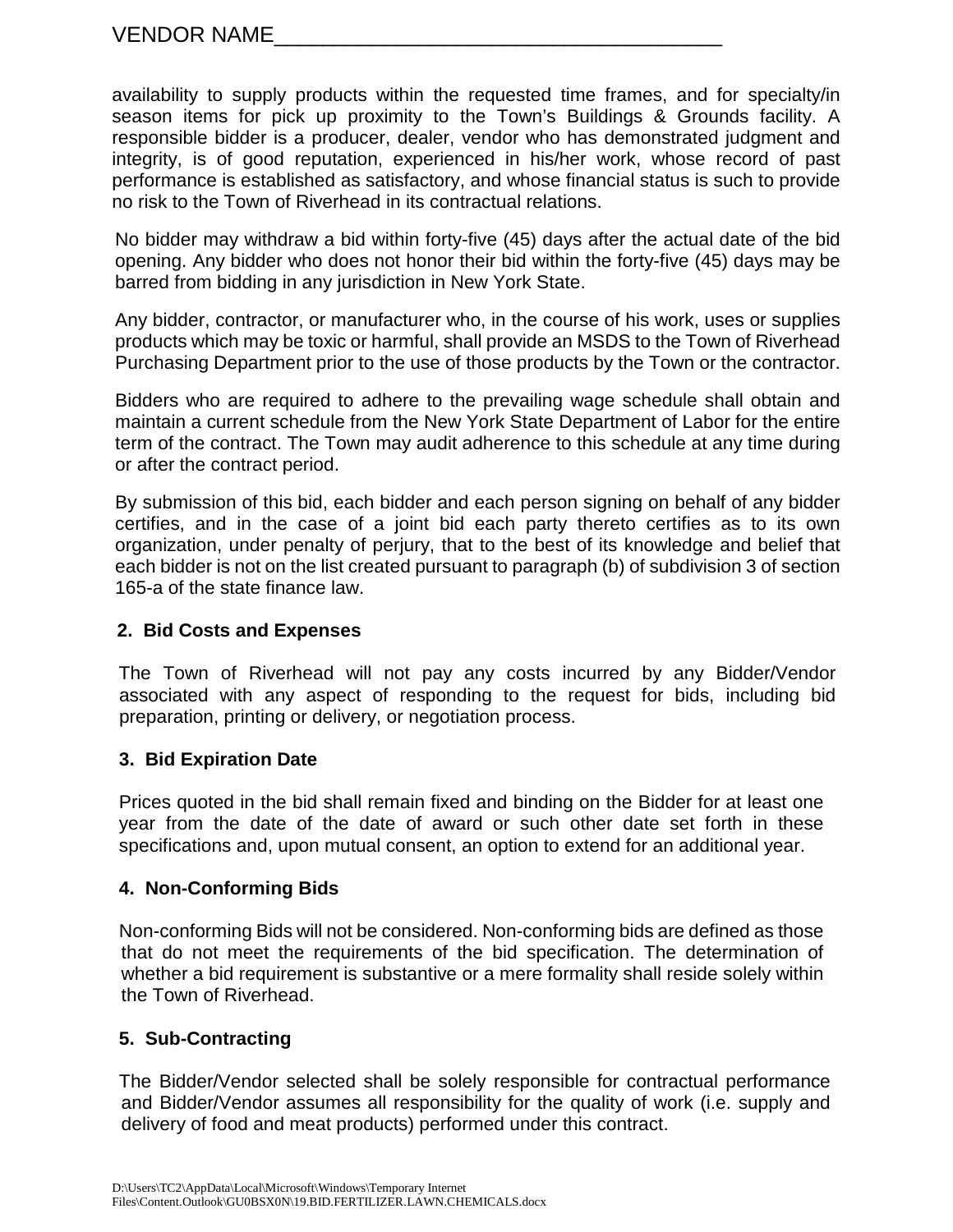VENDOR NAME_____________________________________

availability to supply products within the requested time frames, and for specialty/in season items for pick up proximity to the Town's Buildings & Grounds facility. A responsible bidder is a producer, dealer, vendor who has demonstrated judgment and integrity, is of good reputation, experienced in his/her work, whose record of past performance is established as satisfactory, and whose financial status is such to provide no risk to the Town of Riverhead in its contractual relations.

No bidder may withdraw a bid within forty-five (45) days after the actual date of the bid opening. Any bidder who does not honor their bid within the forty-five (45) days may be barred from bidding in any jurisdiction in New York State.

Any bidder, contractor, or manufacturer who, in the course of his work, uses or supplies products which may be toxic or harmful, shall provide an MSDS to the Town of Riverhead Purchasing Department prior to the use of those products by the Town or the contractor.

Bidders who are required to adhere to the prevailing wage schedule shall obtain and maintain a current schedule from the New York State Department of Labor for the entire term of the contract. The Town may audit adherence to this schedule at any time during or after the contract period.

By submission of this bid, each bidder and each person signing on behalf of any bidder certifies, and in the case of a joint bid each party thereto certifies as to its own organization, under penalty of perjury, that to the best of its knowledge and belief that each bidder is not on the list created pursuant to paragraph (b) of subdivision 3 of section 165-a of the state finance law.

**2. Bid Costs and Expenses**

The Town of Riverhead will not pay any costs incurred by any Bidder/Vendor associated with any aspect of responding to the request for bids, including bid preparation, printing or delivery, or negotiation process.

**3. Bid Expiration Date**

Prices quoted in the bid shall remain fixed and binding on the Bidder for at least one year from the date of the date of award or such other date set forth in these specifications and, upon mutual consent, an option to extend for an additional year.

**4. Non-Conforming Bids**

Non-conforming Bids will not be considered. Non-conforming bids are defined as those that do not meet the requirements of the bid specification. The determination of whether a bid requirement is substantive or a mere formality shall reside solely within the Town of Riverhead.

**5. Sub-Contracting**

The Bidder/Vendor selected shall be solely responsible for contractual performance and Bidder/Vendor assumes all responsibility for the quality of work (i.e. supply and delivery of food and meat products) performed under this contract.

D:\Users\TC2\AppData\Local\Microsoft\Windows\Temporary Internet Files\Content.Outlook\GU0BSX0N\19.BID.FERTILIZER.LAWN.CHEMICALS.docx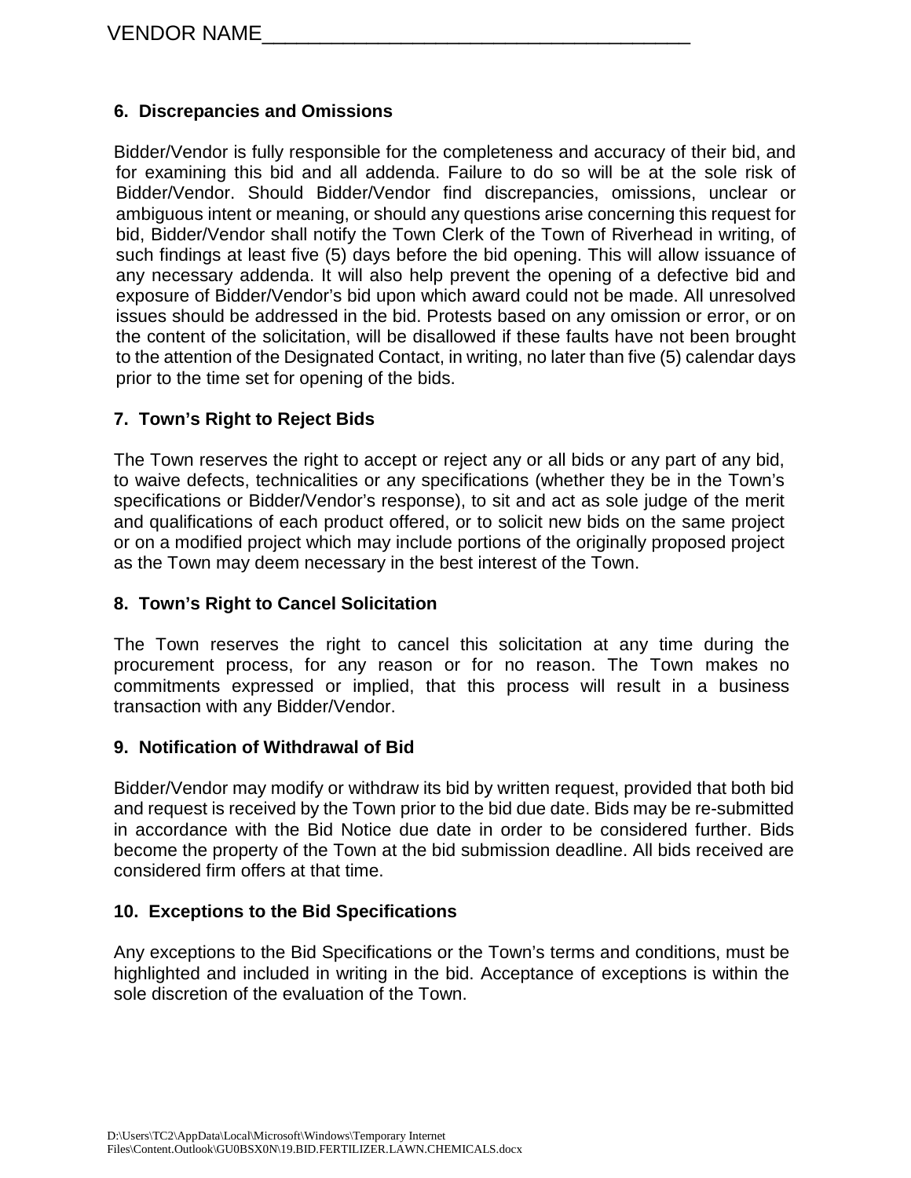VENDOR NAME_____________________________________

## 6. Discrepancies and Omissions

Bidder/Vendor is fully responsible for the completeness and accuracy of their bid, and for examining this bid and all addenda. Failure to do so will be at the sole risk of Bidder/Vendor. Should Bidder/Vendor find discrepancies, omissions, unclear or ambiguous intent or meaning, or should any questions arise concerning this request for bid, Bidder/Vendor shall notify the Town Clerk of the Town of Riverhead in writing, of such findings at least five (5) days before the bid opening. This will allow issuance of any necessary addenda. It will also help prevent the opening of a defective bid and exposure of Bidder/Vendor's bid upon which award could not be made. All unresolved issues should be addressed in the bid. Protests based on any omission or error, or on the content of the solicitation, will be disallowed if these faults have not been brought to the attention of the Designated Contact, in writing, no later than five (5) calendar days prior to the time set for opening of the bids.

## 7. Town's Right to Reject Bids

The Town reserves the right to accept or reject any or all bids or any part of any bid, to waive defects, technicalities or any specifications (whether they be in the Town's specifications or Bidder/Vendor's response), to sit and act as sole judge of the merit and qualifications of each product offered, or to solicit new bids on the same project or on a modified project which may include portions of the originally proposed project as the Town may deem necessary in the best interest of the Town.

## 8. Town's Right to Cancel Solicitation

The Town reserves the right to cancel this solicitation at any time during the procurement process, for any reason or for no reason. The Town makes no commitments expressed or implied, that this process will result in a business transaction with any Bidder/Vendor.

## 9. Notification of Withdrawal of Bid

Bidder/Vendor may modify or withdraw its bid by written request, provided that both bid and request is received by the Town prior to the bid due date. Bids may be re-submitted in accordance with the Bid Notice due date in order to be considered further. Bids become the property of the Town at the bid submission deadline. All bids received are considered firm offers at that time.

## 10. Exceptions to the Bid Specifications

Any exceptions to the Bid Specifications or the Town's terms and conditions, must be highlighted and included in writing in the bid. Acceptance of exceptions is within the sole discretion of the evaluation of the Town.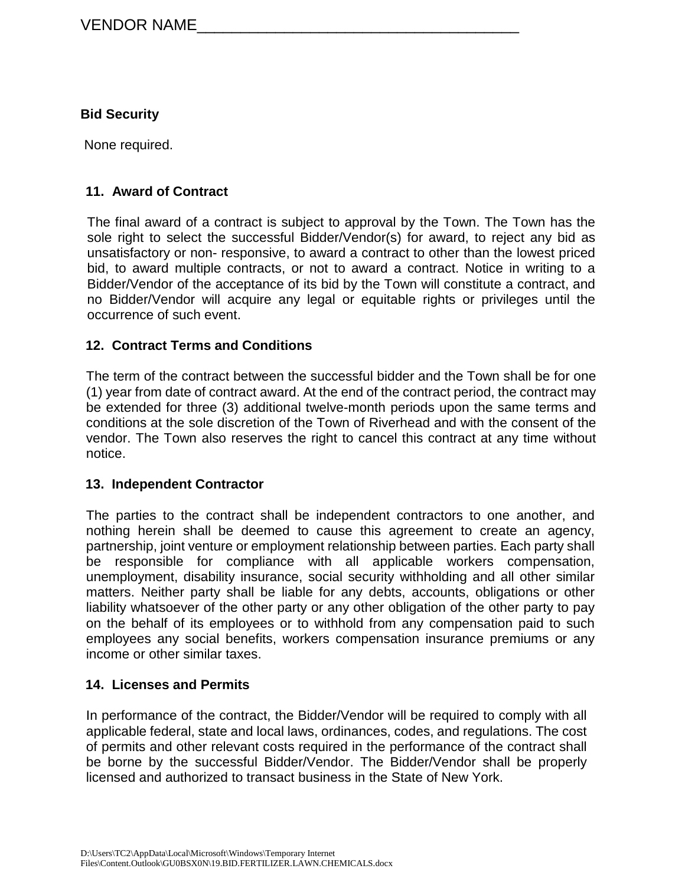VENDOR NAME___________________________________

**Bid Security**

None required.

**11. Award of Contract**

The final award of a contract is subject to approval by the Town. The Town has the sole right to select the successful Bidder/Vendor(s) for award, to reject any bid as unsatisfactory or non- responsive, to award a contract to other than the lowest priced bid, to award multiple contracts, or not to award a contract. Notice in writing to a Bidder/Vendor of the acceptance of its bid by the Town will constitute a contract, and no Bidder/Vendor will acquire any legal or equitable rights or privileges until the occurrence of such event.

**12. Contract Terms and Conditions**

The term of the contract between the successful bidder and the Town shall be for one (1) year from date of contract award. At the end of the contract period, the contract may be extended for three (3) additional twelve-month periods upon the same terms and conditions at the sole discretion of the Town of Riverhead and with the consent of the vendor. The Town also reserves the right to cancel this contract at any time without notice.

**13. Independent Contractor**

The parties to the contract shall be independent contractors to one another, and nothing herein shall be deemed to cause this agreement to create an agency, partnership, joint venture or employment relationship between parties. Each party shall be responsible for compliance with all applicable workers compensation, unemployment, disability insurance, social security withholding and all other similar matters. Neither party shall be liable for any debts, accounts, obligations or other liability whatsoever of the other party or any other obligation of the other party to pay on the behalf of its employees or to withhold from any compensation paid to such employees any social benefits, workers compensation insurance premiums or any income or other similar taxes.

**14. Licenses and Permits**

In performance of the contract, the Bidder/Vendor will be required to comply with all applicable federal, state and local laws, ordinances, codes, and regulations. The cost of permits and other relevant costs required in the performance of the contract shall be borne by the successful Bidder/Vendor. The Bidder/Vendor shall be properly licensed and authorized to transact business in the State of New York.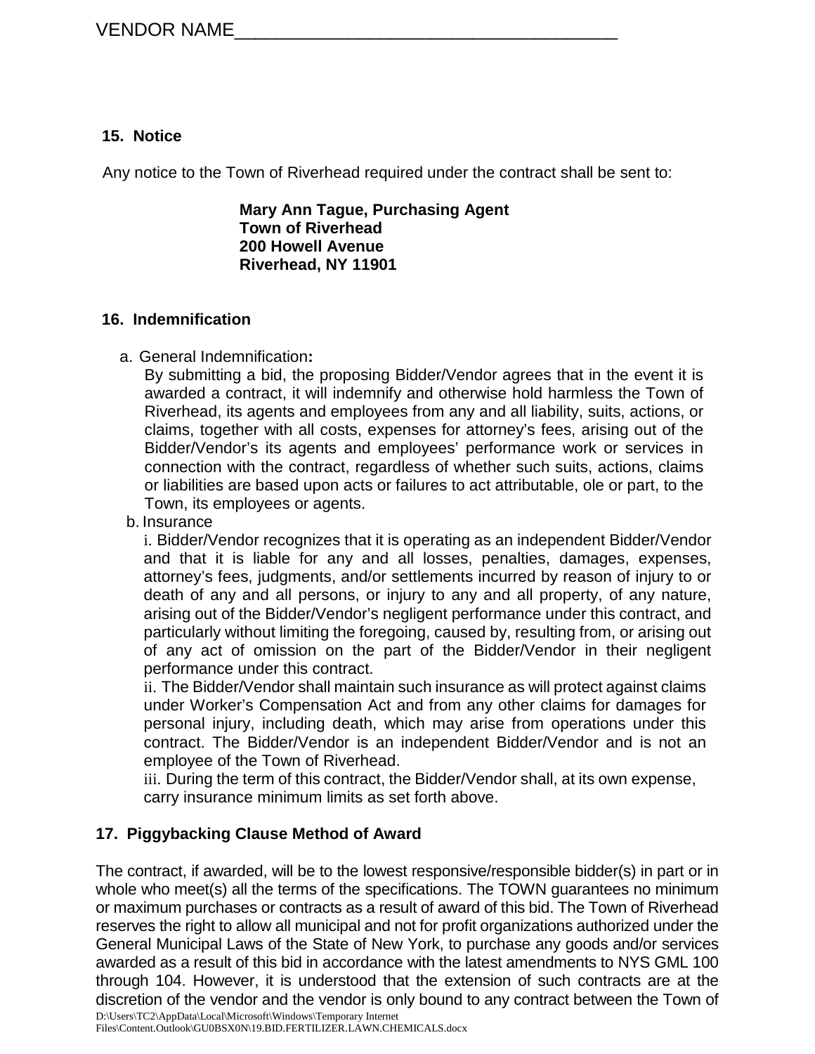VENDOR NAME_____________________________________

## 15. Notice

Any notice to the Town of Riverhead required under the contract shall be sent to:

**Mary Ann Tague, Purchasing Agent**
**Town of Riverhead**
**200 Howell Avenue**
**Riverhead, NY 11901**

## 16. Indemnification

a. General Indemnification**:**
By submitting a bid, the proposing Bidder/Vendor agrees that in the event it is awarded a contract, it will indemnify and otherwise hold harmless the Town of Riverhead, its agents and employees from any and all liability, suits, actions, or claims, together with all costs, expenses for attorney's fees, arising out of the Bidder/Vendor's its agents and employees' performance work or services in connection with the contract, regardless of whether such suits, actions, claims or liabilities are based upon acts or failures to act attributable, ole or part, to the Town, its employees or agents.

b. Insurance
i. Bidder/Vendor recognizes that it is operating as an independent Bidder/Vendor and that it is liable for any and all losses, penalties, damages, expenses, attorney's fees, judgments, and/or settlements incurred by reason of injury to or death of any and all persons, or injury to any and all property, of any nature, arising out of the Bidder/Vendor's negligent performance under this contract, and particularly without limiting the foregoing, caused by, resulting from, or arising out of any act of omission on the part of the Bidder/Vendor in their negligent performance under this contract.
ii. The Bidder/Vendor shall maintain such insurance as will protect against claims under Worker's Compensation Act and from any other claims for damages for personal injury, including death, which may arise from operations under this contract. The Bidder/Vendor is an independent Bidder/Vendor and is not an employee of the Town of Riverhead.
iii. During the term of this contract, the Bidder/Vendor shall, at its own expense, carry insurance minimum limits as set forth above.

## 17. Piggybacking Clause Method of Award

The contract, if awarded, will be to the lowest responsive/responsible bidder(s) in part or in whole who meet(s) all the terms of the specifications. The TOWN guarantees no minimum or maximum purchases or contracts as a result of award of this bid. The Town of Riverhead reserves the right to allow all municipal and not for profit organizations authorized under the General Municipal Laws of the State of New York, to purchase any goods and/or services awarded as a result of this bid in accordance with the latest amendments to NYS GML 100 through 104. However, it is understood that the extension of such contracts are at the discretion of the vendor and the vendor is only bound to any contract between the Town of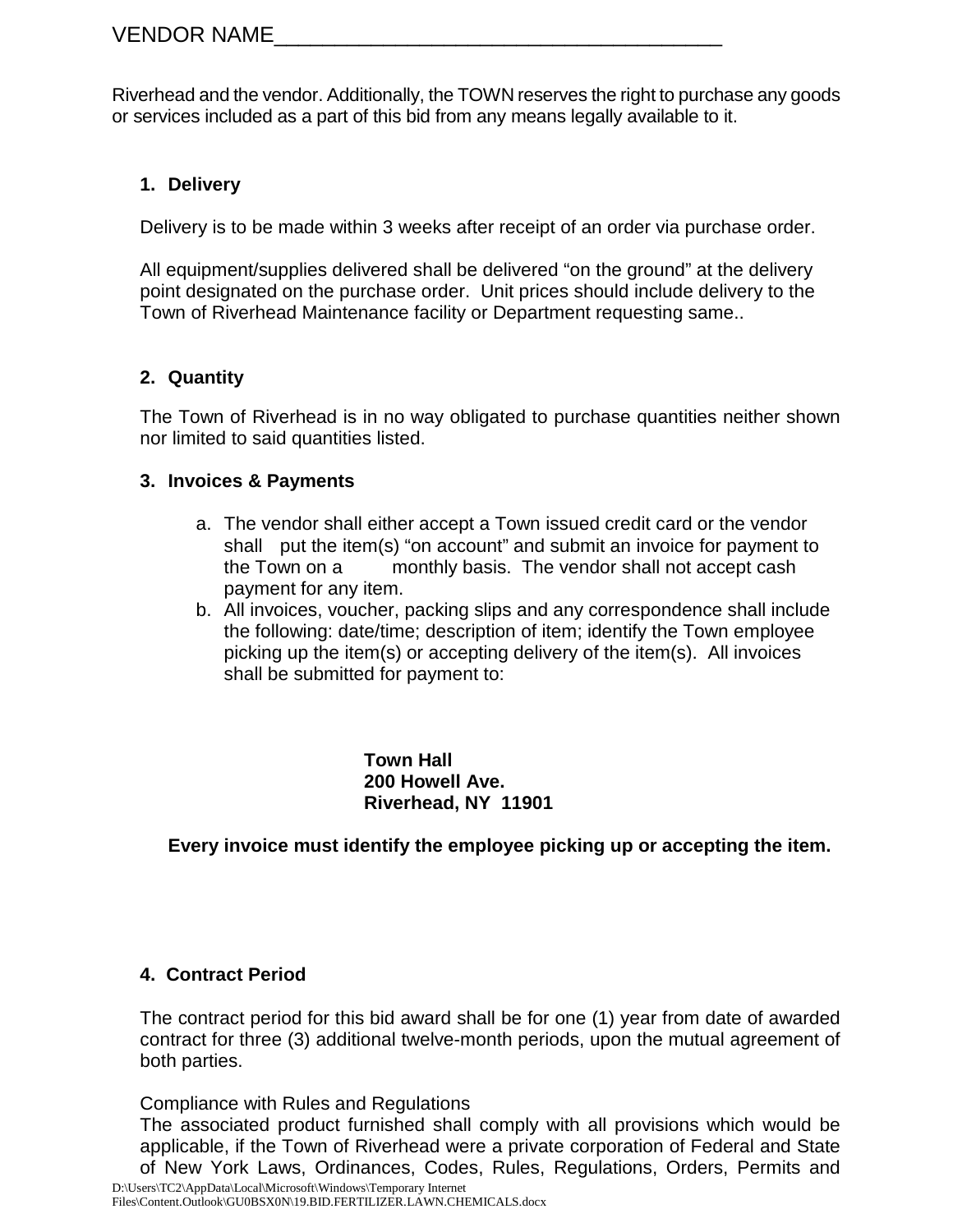VENDOR NAME____________________________________

Riverhead and the vendor. Additionally, the TOWN reserves the right to purchase any goods or services included as a part of this bid from any means legally available to it.

1. **Delivery**

Delivery is to be made within 3 weeks after receipt of an order via purchase order.

All equipment/supplies delivered shall be delivered "on the ground" at the delivery point designated on the purchase order. Unit prices should include delivery to the Town of Riverhead Maintenance facility or Department requesting same..

2. **Quantity**

The Town of Riverhead is in no way obligated to purchase quantities neither shown nor limited to said quantities listed.

3. **Invoices & Payments**

   a. The vendor shall either accept a Town issued credit card or the vendor shall put the item(s) "on account" and submit an invoice for payment to the Town on a monthly basis. The vendor shall not accept cash payment for any item.
   b. All invoices, voucher, packing slips and any correspondence shall include the following: date/time; description of item; identify the Town employee picking up the item(s) or accepting delivery of the item(s). All invoices shall be submitted for payment to:

**Town Hall**
**200 Howell Ave.**
**Riverhead, NY 11901**

**Every invoice must identify the employee picking up or accepting the item.**

4. **Contract Period**

The contract period for this bid award shall be for one (1) year from date of awarded contract for three (3) additional twelve-month periods, upon the mutual agreement of both parties.

Compliance with Rules and Regulations
The associated product furnished shall comply with all provisions which would be applicable, if the Town of Riverhead were a private corporation of Federal and State of New York Laws, Ordinances, Codes, Rules, Regulations, Orders, Permits and

D:\Users\TC2\AppData\Local\Microsoft\Windows\Temporary Internet Files\Content.Outlook\GU0BSX0N\19.BID.FERTILIZER.LAWN.CHEMICALS.docx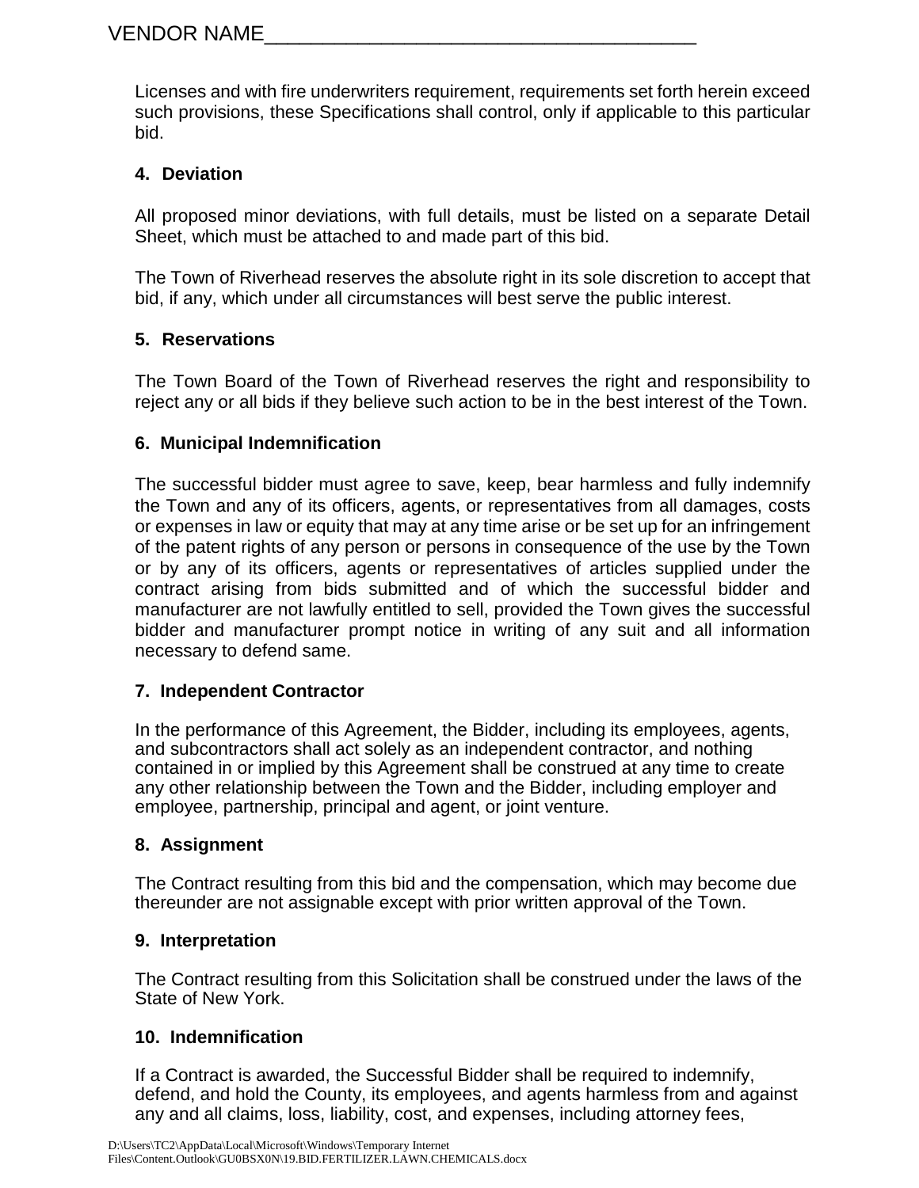VENDOR NAME_________________________________________

Licenses and with fire underwriters requirement, requirements set forth herein exceed such provisions, these Specifications shall control, only if applicable to this particular bid.

**4. Deviation**

All proposed minor deviations, with full details, must be listed on a separate Detail Sheet, which must be attached to and made part of this bid.

The Town of Riverhead reserves the absolute right in its sole discretion to accept that bid, if any, which under all circumstances will best serve the public interest.

**5. Reservations**

The Town Board of the Town of Riverhead reserves the right and responsibility to reject any or all bids if they believe such action to be in the best interest of the Town.

**6. Municipal Indemnification**

The successful bidder must agree to save, keep, bear harmless and fully indemnify the Town and any of its officers, agents, or representatives from all damages, costs or expenses in law or equity that may at any time arise or be set up for an infringement of the patent rights of any person or persons in consequence of the use by the Town or by any of its officers, agents or representatives of articles supplied under the contract arising from bids submitted and of which the successful bidder and manufacturer are not lawfully entitled to sell, provided the Town gives the successful bidder and manufacturer prompt notice in writing of any suit and all information necessary to defend same.

**7. Independent Contractor**

In the performance of this Agreement, the Bidder, including its employees, agents, and subcontractors shall act solely as an independent contractor, and nothing contained in or implied by this Agreement shall be construed at any time to create any other relationship between the Town and the Bidder, including employer and employee, partnership, principal and agent, or joint venture.

**8. Assignment**

The Contract resulting from this bid and the compensation, which may become due thereunder are not assignable except with prior written approval of the Town.

**9. Interpretation**

The Contract resulting from this Solicitation shall be construed under the laws of the State of New York.

**10. Indemnification**

If a Contract is awarded, the Successful Bidder shall be required to indemnify, defend, and hold the County, its employees, and agents harmless from and against any and all claims, loss, liability, cost, and expenses, including attorney fees,

D:\Users\TC2\AppData\Local\Microsoft\Windows\Temporary Internet Files\Content.Outlook\GU0BSX0N\19.BID.FERTILIZER.LAWN.CHEMICALS.docx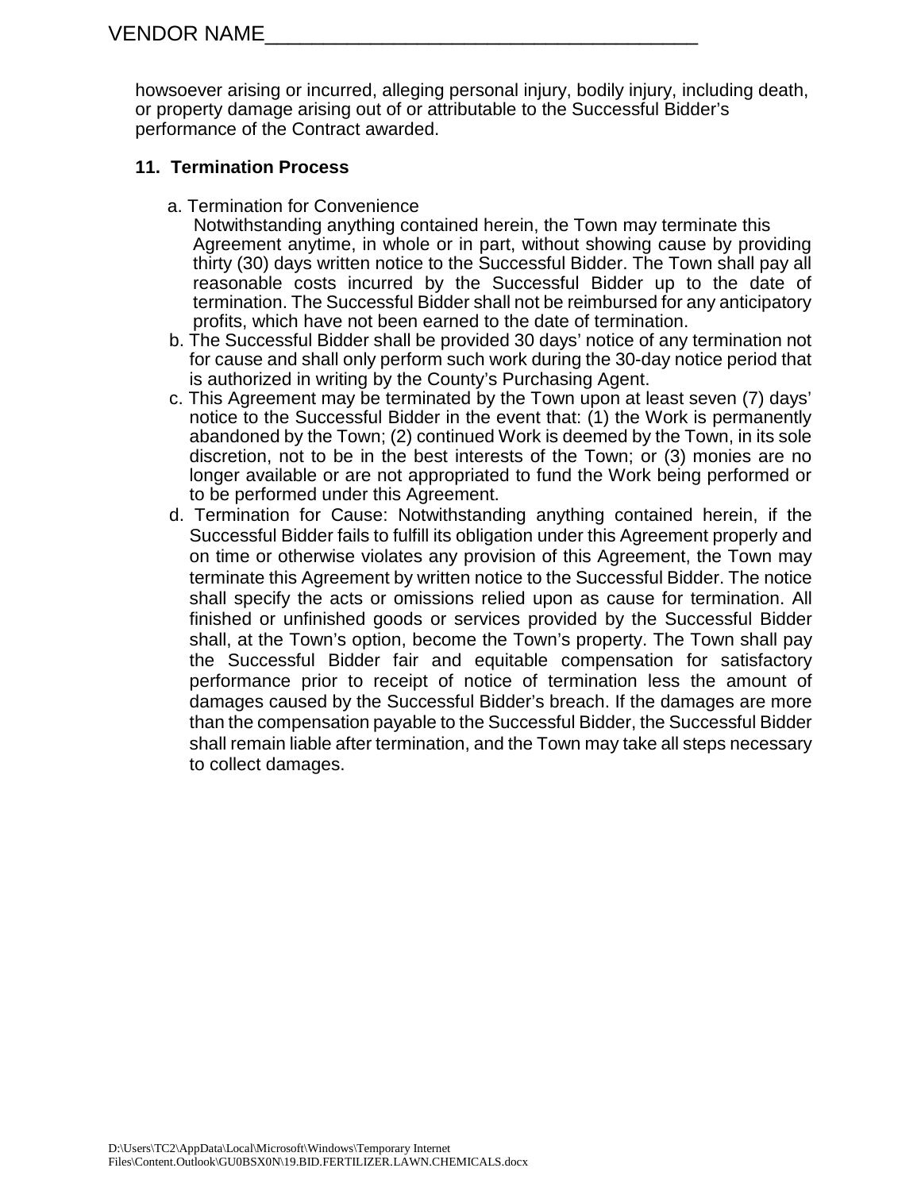howsoever arising or incurred, alleging personal injury, bodily injury, including death, or property damage arising out of or attributable to the Successful Bidder's performance of the Contract awarded.

**11. Termination Process**

a. Termination for Convenience
Notwithstanding anything contained herein, the Town may terminate this Agreement anytime, in whole or in part, without showing cause by providing thirty (30) days written notice to the Successful Bidder. The Town shall pay all reasonable costs incurred by the Successful Bidder up to the date of termination. The Successful Bidder shall not be reimbursed for any anticipatory profits, which have not been earned to the date of termination.

b. The Successful Bidder shall be provided 30 days' notice of any termination not for cause and shall only perform such work during the 30-day notice period that is authorized in writing by the County's Purchasing Agent.

c. This Agreement may be terminated by the Town upon at least seven (7) days' notice to the Successful Bidder in the event that: (1) the Work is permanently abandoned by the Town; (2) continued Work is deemed by the Town, in its sole discretion, not to be in the best interests of the Town; or (3) monies are no longer available or are not appropriated to fund the Work being performed or to be performed under this Agreement.

d. Termination for Cause: Notwithstanding anything contained herein, if the Successful Bidder fails to fulfill its obligation under this Agreement properly and on time or otherwise violates any provision of this Agreement, the Town may terminate this Agreement by written notice to the Successful Bidder. The notice shall specify the acts or omissions relied upon as cause for termination. All finished or unfinished goods or services provided by the Successful Bidder shall, at the Town's option, become the Town's property. The Town shall pay the Successful Bidder fair and equitable compensation for satisfactory performance prior to receipt of notice of termination less the amount of damages caused by the Successful Bidder's breach. If the damages are more than the compensation payable to the Successful Bidder, the Successful Bidder shall remain liable after termination, and the Town may take all steps necessary to collect damages.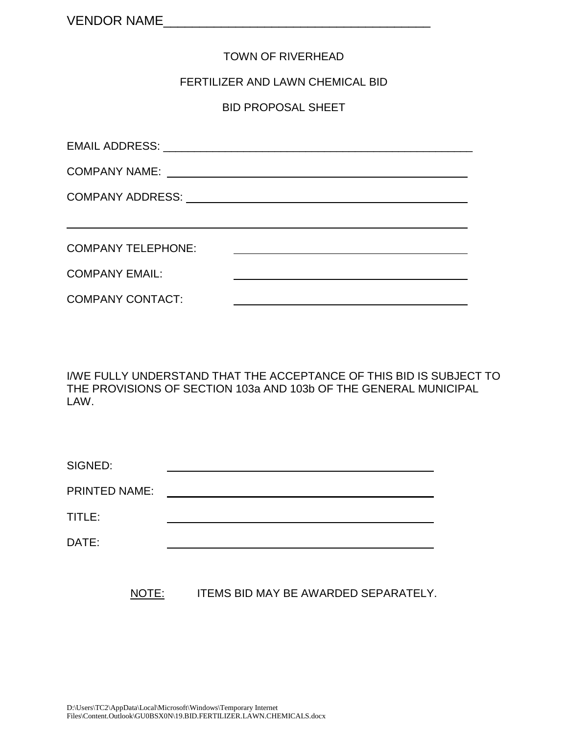VENDOR NAME_______________________________________

TOWN OF RIVERHEAD

FERTILIZER AND LAWN CHEMICAL BID

BID PROPOSAL SHEET

EMAIL ADDRESS: ______________________________________________________

COMPANY NAME: ____________________________________________________

COMPANY ADDRESS: _________________________________________________

_______________________________________________________________________

COMPANY TELEPHONE: ________________________________________

COMPANY EMAIL: ________________________________________

COMPANY CONTACT: ________________________________________

I/WE FULLY UNDERSTAND THAT THE ACCEPTANCE OF THIS BID IS SUBJECT TO THE PROVISIONS OF SECTION 103a AND 103b OF THE GENERAL MUNICIPAL LAW.

SIGNED: ______________________________________________

PRINTED NAME: ______________________________________________

TITLE: ______________________________________________

DATE: ______________________________________________

NOTE: ITEMS BID MAY BE AWARDED SEPARATELY.

D:\Users\TC2\AppData\Local\Microsoft\Windows\Temporary Internet Files\Content.Outlook\GU0BSX0N\19.BID.FERTILIZER.LAWN.CHEMICALS.docx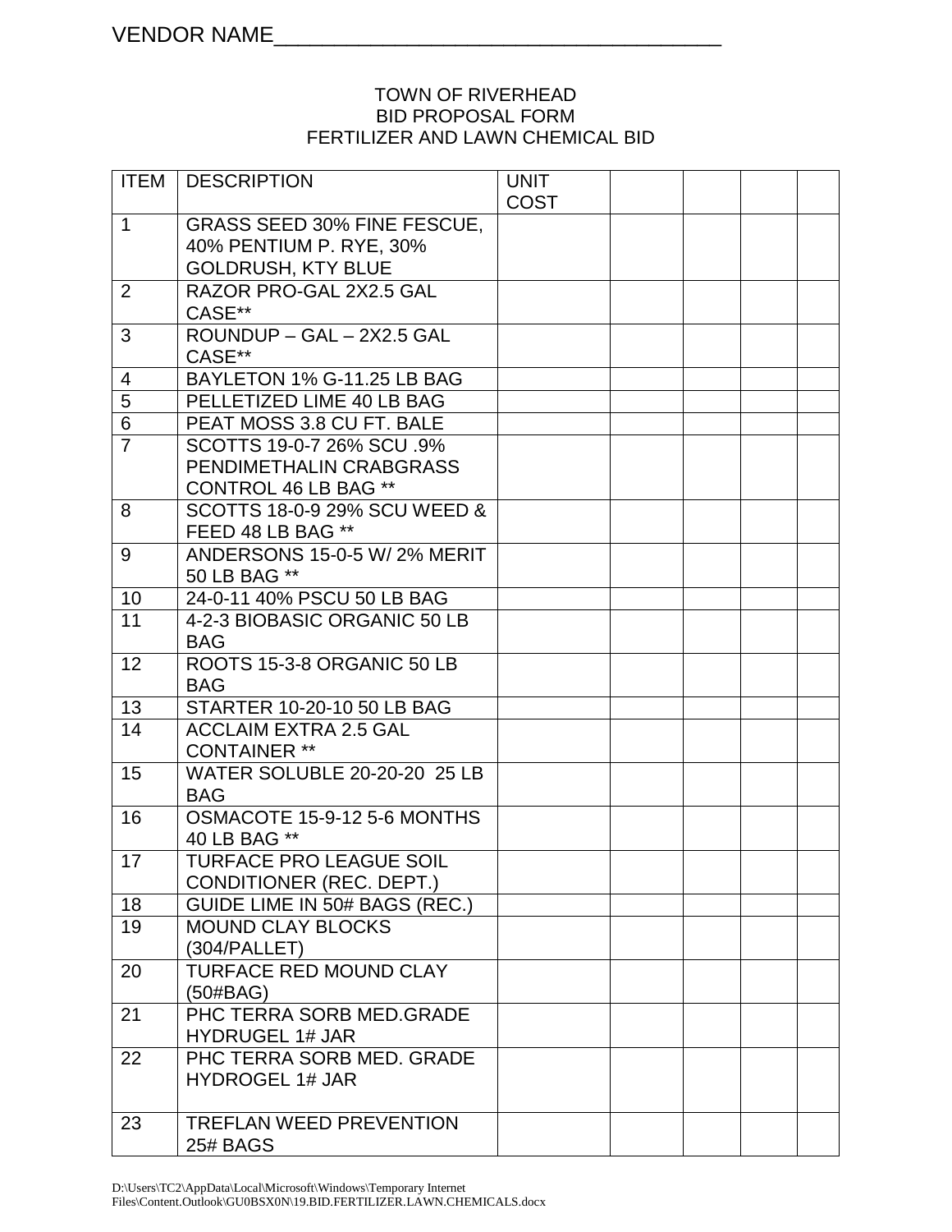VENDOR NAME_______________________________________

TOWN OF RIVERHEAD
BID PROPOSAL FORM
FERTILIZER AND LAWN CHEMICAL BID

| ITEM | DESCRIPTION | UNIT COST | | | | |
|---|---|---|---|---|---|---|
| 1 | GRASS SEED 30% FINE FESCUE, 40% PENTIUM P. RYE, 30% GOLDRUSH, KTY BLUE | | | | | |
| 2 | RAZOR PRO-GAL 2X2.5 GAL CASE** | | | | | |
| 3 | ROUNDUP – GAL – 2X2.5 GAL CASE** | | | | | |
| 4 | BAYLETON 1% G-11.25 LB BAG | | | | | |
| 5 | PELLETIZED LIME 40 LB BAG | | | | | |
| 6 | PEAT MOSS 3.8 CU FT. BALE | | | | | |
| 7 | SCOTTS 19-0-7 26% SCU .9% PENDIMETHALIN CRABGRASS CONTROL 46 LB BAG ** | | | | | |
| 8 | SCOTTS 18-0-9 29% SCU WEED & FEED 48 LB BAG ** | | | | | |
| 9 | ANDERSONS 15-0-5 W/ 2% MERIT 50 LB BAG ** | | | | | |
| 10 | 24-0-11 40% PSCU 50 LB BAG | | | | | |
| 11 | 4-2-3 BIOBASIC ORGANIC 50 LB BAG | | | | | |
| 12 | ROOTS 15-3-8 ORGANIC 50 LB BAG | | | | | |
| 13 | STARTER 10-20-10 50 LB BAG | | | | | |
| 14 | ACCLAIM EXTRA 2.5 GAL CONTAINER ** | | | | | |
| 15 | WATER SOLUBLE 20-20-20 25 LB BAG | | | | | |
| 16 | OSMACOTE 15-9-12 5-6 MONTHS 40 LB BAG ** | | | | | |
| 17 | TURFACE PRO LEAGUE SOIL CONDITIONER (REC. DEPT.) | | | | | |
| 18 | GUIDE LIME IN 50# BAGS (REC.) | | | | | |
| 19 | MOUND CLAY BLOCKS (304/PALLET) | | | | | |
| 20 | TURFACE RED MOUND CLAY (50#BAG) | | | | | |
| 21 | PHC TERRA SORB MED.GRADE HYDRUGEL 1# JAR | | | | | |
| 22 | PHC TERRA SORB MED. GRADE HYDROGEL 1# JAR | | | | | |
| 23 | TREFLAN WEED PREVENTION 25# BAGS | | | | | |

D:\Users\TC2\AppData\Local\Microsoft\Windows\Temporary Internet Files\Content.Outlook\GU0BSX0N\19.BID.FERTILIZER.LAWN.CHEMICALS.docx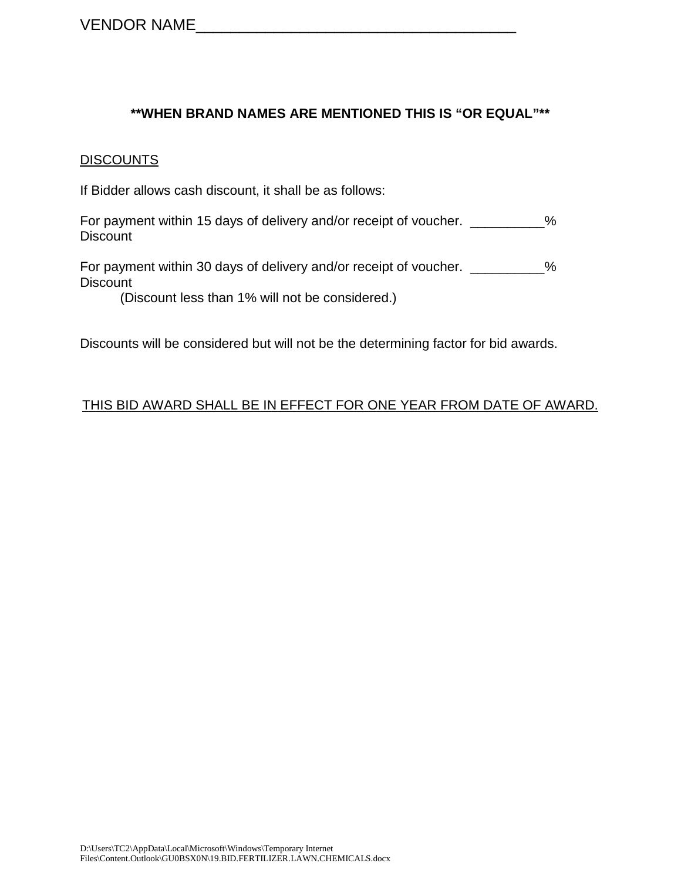VENDOR NAME_____________________________________

**\*\*WHEN BRAND NAMES ARE MENTIONED THIS IS "OR EQUAL"\*\***

DISCOUNTS

If Bidder allows cash discount, it shall be as follows:

For payment within 15 days of delivery and/or receipt of voucher. __________% Discount

For payment within 30 days of delivery and/or receipt of voucher. __________% Discount

(Discount less than 1% will not be considered.)

Discounts will be considered but will not be the determining factor for bid awards.

THIS BID AWARD SHALL BE IN EFFECT FOR ONE YEAR FROM DATE OF AWARD.

D:\Users\TC2\AppData\Local\Microsoft\Windows\Temporary Internet Files\Content.Outlook\GU0BSX0N\19.BID.FERTILIZER.LAWN.CHEMICALS.docx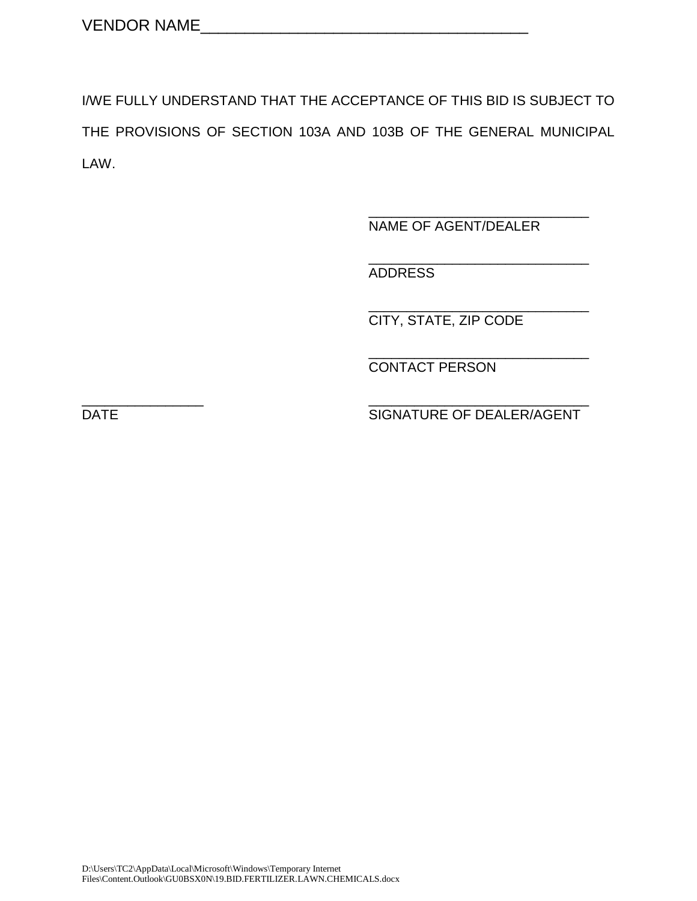VENDOR NAME_____________________________________

I/WE FULLY UNDERSTAND THAT THE ACCEPTANCE OF THIS BID IS SUBJECT TO THE PROVISIONS OF SECTION 103A AND 103B OF THE GENERAL MUNICIPAL LAW.

_____________________________
NAME OF AGENT/DEALER

_____________________________
ADDRESS

_____________________________
CITY, STATE, ZIP CODE

_____________________________
CONTACT PERSON

________________
DATE

_____________________________
SIGNATURE OF DEALER/AGENT

D:\Users\TC2\AppData\Local\Microsoft\Windows\Temporary Internet Files\Content.Outlook\GU0BSX0N\19.BID.FERTILIZER.LAWN.CHEMICALS.docx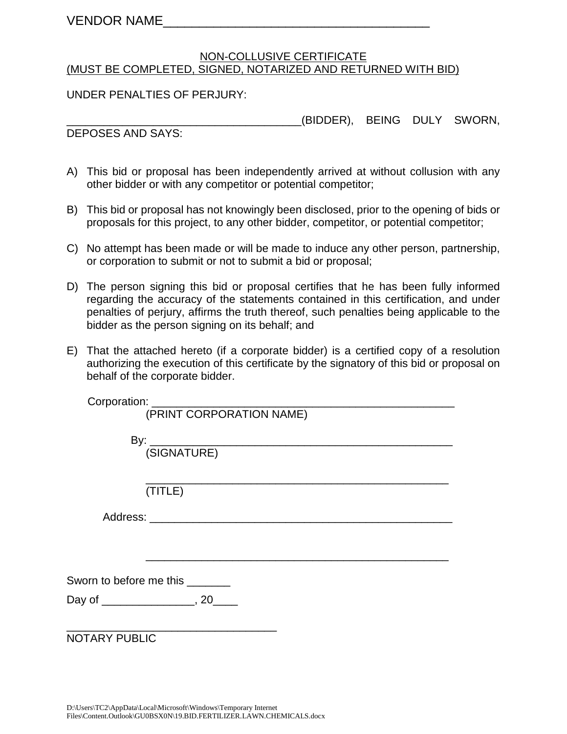VENDOR NAME_____________________________________

## NON-COLLUSIVE CERTIFICATE
## (MUST BE COMPLETED, SIGNED, NOTARIZED AND RETURNED WITH BID)

UNDER PENALTIES OF PERJURY:

______________________________________(BIDDER), BEING DULY SWORN, DEPOSES AND SAYS:

A) This bid or proposal has been independently arrived at without collusion with any other bidder or with any competitor or potential competitor;

B) This bid or proposal has not knowingly been disclosed, prior to the opening of bids or proposals for this project, to any other bidder, competitor, or potential competitor;

C) No attempt has been made or will be made to induce any other person, partnership, or corporation to submit or not to submit a bid or proposal;

D) The person signing this bid or proposal certifies that he has been fully informed regarding the accuracy of the statements contained in this certification, and under penalties of perjury, affirms the truth thereof, such penalties being applicable to the bidder as the person signing on its behalf; and

E) That the attached hereto (if a corporate bidder) is a certified copy of a resolution authorizing the execution of this certificate by the signatory of this bid or proposal on behalf of the corporate bidder.

Corporation: __________________________________________________
(PRINT CORPORATION NAME)

By: __________________________________________________
(SIGNATURE)

__________________________________________________
(TITLE)

Address: __________________________________________________

__________________________________________________

Sworn to before me this _______

Day of _______________, 20____

__________________________________
NOTARY PUBLIC

D:\Users\TC2\AppData\Local\Microsoft\Windows\Temporary Internet Files\Content.Outlook\GU0BSX0N\19.BID.FERTILIZER.LAWN.CHEMICALS.docx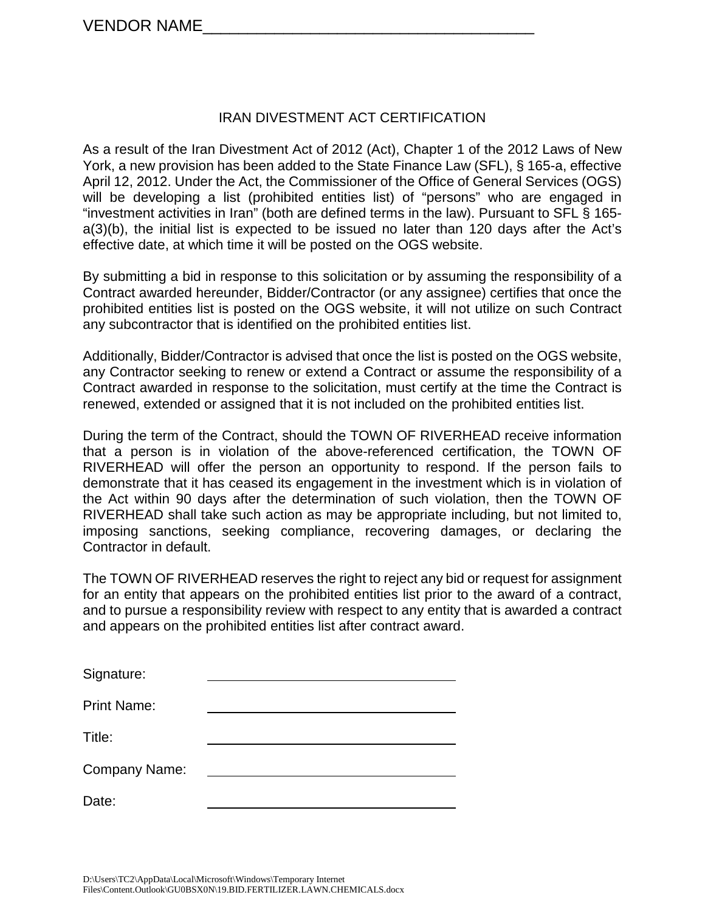VENDOR NAME_________________________________

## IRAN DIVESTMENT ACT CERTIFICATION

As a result of the Iran Divestment Act of 2012 (Act), Chapter 1 of the 2012 Laws of New York, a new provision has been added to the State Finance Law (SFL), § 165-a, effective April 12, 2012. Under the Act, the Commissioner of the Office of General Services (OGS) will be developing a list (prohibited entities list) of "persons" who are engaged in "investment activities in Iran" (both are defined terms in the law). Pursuant to SFL § 165-a(3)(b), the initial list is expected to be issued no later than 120 days after the Act's effective date, at which time it will be posted on the OGS website.

By submitting a bid in response to this solicitation or by assuming the responsibility of a Contract awarded hereunder, Bidder/Contractor (or any assignee) certifies that once the prohibited entities list is posted on the OGS website, it will not utilize on such Contract any subcontractor that is identified on the prohibited entities list.

Additionally, Bidder/Contractor is advised that once the list is posted on the OGS website, any Contractor seeking to renew or extend a Contract or assume the responsibility of a Contract awarded in response to the solicitation, must certify at the time the Contract is renewed, extended or assigned that it is not included on the prohibited entities list.

During the term of the Contract, should the TOWN OF RIVERHEAD receive information that a person is in violation of the above-referenced certification, the TOWN OF RIVERHEAD will offer the person an opportunity to respond. If the person fails to demonstrate that it has ceased its engagement in the investment which is in violation of the Act within 90 days after the determination of such violation, then the TOWN OF RIVERHEAD shall take such action as may be appropriate including, but not limited to, imposing sanctions, seeking compliance, recovering damages, or declaring the Contractor in default.

The TOWN OF RIVERHEAD reserves the right to reject any bid or request for assignment for an entity that appears on the prohibited entities list prior to the award of a contract, and to pursue a responsibility review with respect to any entity that is awarded a contract and appears on the prohibited entities list after contract award.

Signature: ______________________________

Print Name: ______________________________

Title: ______________________________

Company Name: ______________________________

Date: ______________________________

D:\Users\TC2\AppData\Local\Microsoft\Windows\Temporary Internet Files\Content.Outlook\GU0BSX0N\19.BID.FERTILIZER.LAWN.CHEMICALS.docx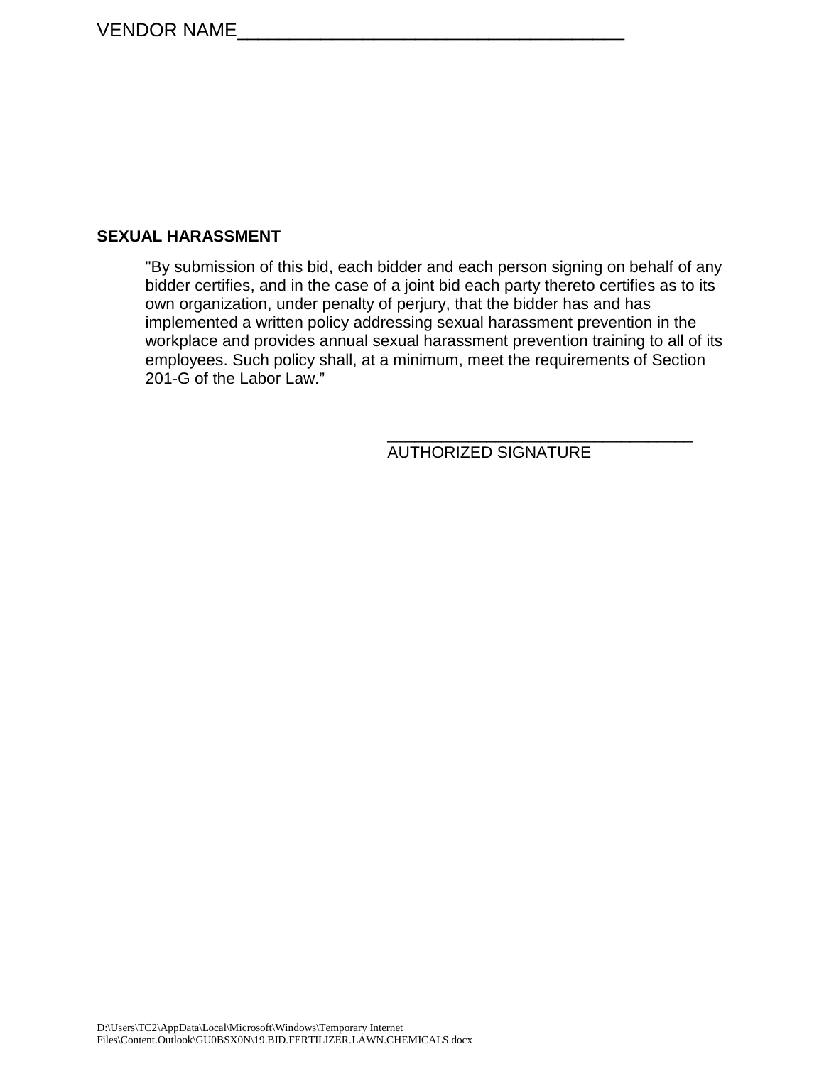VENDOR NAME_____________________________________

**SEXUAL HARASSMENT**

"By submission of this bid, each bidder and each person signing on behalf of any bidder certifies, and in the case of a joint bid each party thereto certifies as to its own organization, under penalty of perjury, that the bidder has and has implemented a written policy addressing sexual harassment prevention in the workplace and provides annual sexual harassment prevention training to all of its employees. Such policy shall, at a minimum, meet the requirements of Section 201-G of the Labor Law."

_________________________________
AUTHORIZED SIGNATURE

D:\Users\TC2\AppData\Local\Microsoft\Windows\Temporary Internet Files\Content.Outlook\GU0BSX0N\19.BID.FERTILIZER.LAWN.CHEMICALS.docx